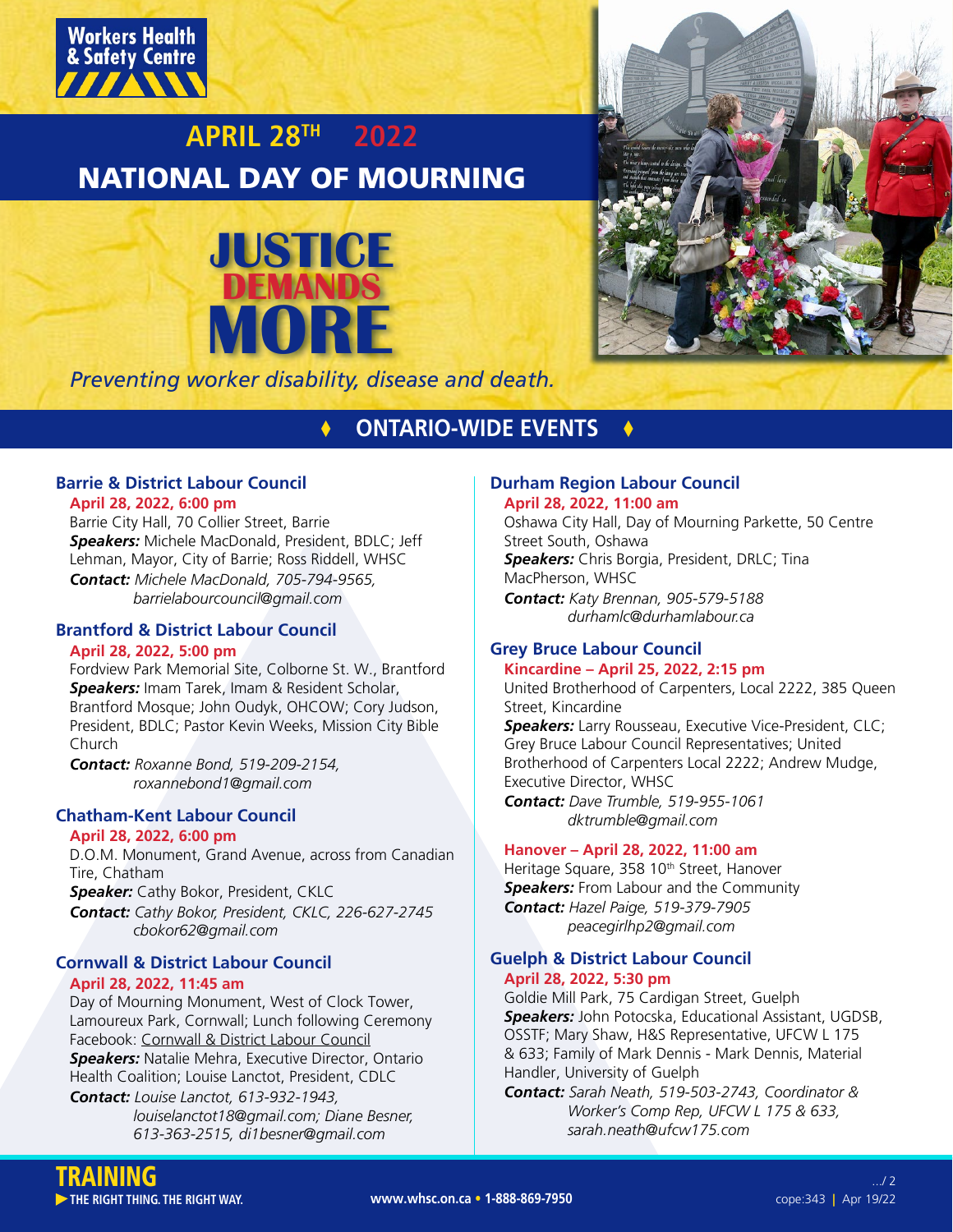Workers Health & Safety Centre

# APRIL 28TH 2022
# NATIONAL DAY OF MOURNING

# JUSTICE DEMANDS MORE

*Preventing worker disability, disease and death.*

## ONTARIO-WIDE EVENTS

### Barrie & District Labour Council

**April 28, 2022, 6:00 pm**

Barrie City Hall, 70 Collier Street, Barrie

***Speakers:*** Michele MacDonald, President, BDLC; Jeff Lehman, Mayor, City of Barrie; Ross Riddell, WHSC

***Contact:*** *Michele MacDonald, 705-794-9565, barrielabourcouncil@gmail.com*

### Brantford & District Labour Council

**April 28, 2022, 5:00 pm**

Fordview Park Memorial Site, Colborne St. W., Brantford

***Speakers:*** Imam Tarek, Imam & Resident Scholar, Brantford Mosque; John Oudyk, OHCOW; Cory Judson, President, BDLC; Pastor Kevin Weeks, Mission City Bible Church

***Contact:*** *Roxanne Bond, 519-209-2154, roxannebond1@gmail.com*

### Chatham-Kent Labour Council

**April 28, 2022, 6:00 pm**

D.O.M. Monument, Grand Avenue, across from Canadian Tire, Chatham

***Speaker:*** Cathy Bokor, President, CKLC

***Contact:*** *Cathy Bokor, President, CKLC, 226-627-2745 cbokor62@gmail.com*

### Cornwall & District Labour Council

**April 28, 2022, 11:45 am**

Day of Mourning Monument, West of Clock Tower, Lamoureux Park, Cornwall; Lunch following Ceremony

Facebook: Cornwall & District Labour Council

***Speakers:*** Natalie Mehra, Executive Director, Ontario Health Coalition; Louise Lanctot, President, CDLC

***Contact:*** *Louise Lanctot, 613-932-1943, louiselanctot18@gmail.com; Diane Besner, 613-363-2515, di1besner@gmail.com*

### Durham Region Labour Council

**April 28, 2022, 11:00 am**

Oshawa City Hall, Day of Mourning Parkette, 50 Centre Street South, Oshawa

***Speakers:*** Chris Borgia, President, DRLC; Tina MacPherson, WHSC

***Contact:*** *Katy Brennan, 905-579-5188 durhamlc@durhamlabour.ca*

### Grey Bruce Labour Council

**Kincardine – April 25, 2022, 2:15 pm**

United Brotherhood of Carpenters, Local 2222, 385 Queen Street, Kincardine

***Speakers:*** Larry Rousseau, Executive Vice-President, CLC; Grey Bruce Labour Council Representatives; United Brotherhood of Carpenters Local 2222; Andrew Mudge, Executive Director, WHSC

***Contact:*** *Dave Trumble, 519-955-1061 dktrumble@gmail.com*

**Hanover – April 28, 2022, 11:00 am**

Heritage Square, 358 10th Street, Hanover

***Speakers:*** From Labour and the Community

***Contact:*** *Hazel Paige, 519-379-7905 peacegirlhp2@gmail.com*

### Guelph & District Labour Council

**April 28, 2022, 5:30 pm**

Goldie Mill Park, 75 Cardigan Street, Guelph

***Speakers:*** John Potocska, Educational Assistant, UGDSB, OSSTF; Mary Shaw, H&S Representative, UFCW L 175 & 633; Family of Mark Dennis - Mark Dennis, Material Handler, University of Guelph

***Contact:*** *Sarah Neath, 519-503-2743, Coordinator & Worker's Comp Rep, UFCW L 175 & 633, sarah.neath@ufcw175.com*

TRAINING ▶ THE RIGHT THING. THE RIGHT WAY.

www.whsc.on.ca • 1-888-869-7950

…/ 2

cope:343 | Apr 19/22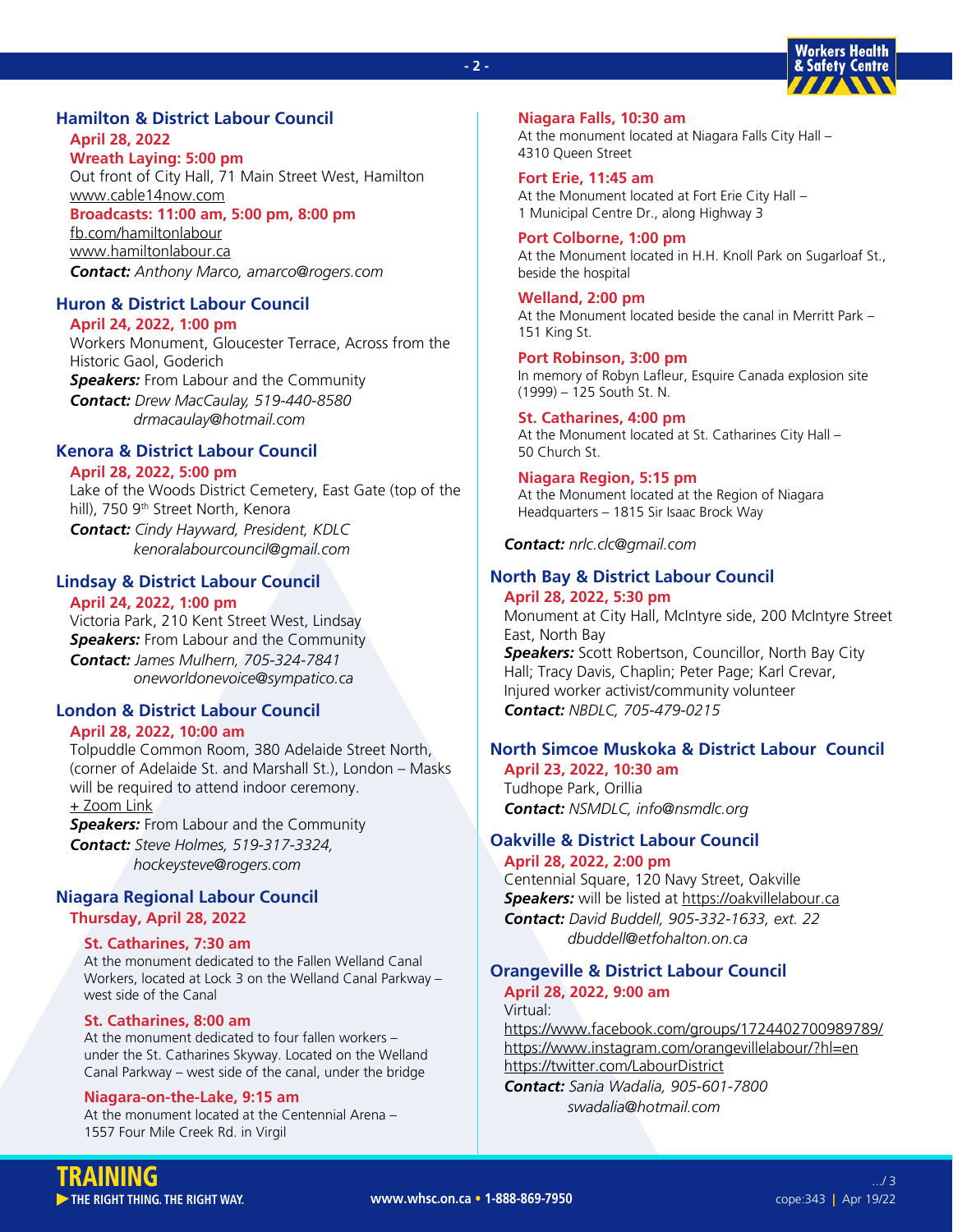## Hamilton & District Labour Council

**April 28, 2022**

**Wreath Laying: 5:00 pm**

Out front of City Hall, 71 Main Street West, Hamilton

www.cable14now.com

**Broadcasts: 11:00 am, 5:00 pm, 8:00 pm**

fb.com/hamiltonlabour

www.hamiltonlabour.ca

***Contact:*** *Anthony Marco, amarco@rogers.com*

## Huron & District Labour Council

**April 24, 2022, 1:00 pm**

Workers Monument, Gloucester Terrace, Across from the Historic Gaol, Goderich

***Speakers:*** From Labour and the Community

***Contact:*** *Drew MacCaulay, 519-440-8580*
*drmacaulay@hotmail.com*

## Kenora & District Labour Council

**April 28, 2022, 5:00 pm**

Lake of the Woods District Cemetery, East Gate (top of the hill), 750 9th Street North, Kenora

***Contact:*** *Cindy Hayward, President, KDLC*
*kenoralabourcouncil@gmail.com*

## Lindsay & District Labour Council

**April 24, 2022, 1:00 pm**

Victoria Park, 210 Kent Street West, Lindsay

***Speakers:*** From Labour and the Community

***Contact:*** *James Mulhern, 705-324-7841*
*oneworldonevoice@sympatico.ca*

## London & District Labour Council

**April 28, 2022, 10:00 am**

Tolpuddle Common Room, 380 Adelaide Street North, (corner of Adelaide St. and Marshall St.), London – Masks will be required to attend indoor ceremony.

+ Zoom Link

***Speakers:*** From Labour and the Community

***Contact:*** *Steve Holmes, 519-317-3324,*
*hockeysteve@rogers.com*

## Niagara Regional Labour Council

**Thursday, April 28, 2022**

**St. Catharines, 7:30 am**

At the monument dedicated to the Fallen Welland Canal Workers, located at Lock 3 on the Welland Canal Parkway – west side of the Canal

**St. Catharines, 8:00 am**

At the monument dedicated to four fallen workers – under the St. Catharines Skyway. Located on the Welland Canal Parkway – west side of the canal, under the bridge

**Niagara-on-the-Lake, 9:15 am**

At the monument located at the Centennial Arena – 1557 Four Mile Creek Rd. in Virgil

**Niagara Falls, 10:30 am**

At the monument located at Niagara Falls City Hall – 4310 Queen Street

**Fort Erie, 11:45 am**

At the Monument located at Fort Erie City Hall – 1 Municipal Centre Dr., along Highway 3

**Port Colborne, 1:00 pm**

At the Monument located in H.H. Knoll Park on Sugarloaf St., beside the hospital

**Welland, 2:00 pm**

At the Monument located beside the canal in Merritt Park – 151 King St.

**Port Robinson, 3:00 pm**

In memory of Robyn Lafleur, Esquire Canada explosion site (1999) – 125 South St. N.

**St. Catharines, 4:00 pm**

At the Monument located at St. Catharines City Hall – 50 Church St.

**Niagara Region, 5:15 pm**

At the Monument located at the Region of Niagara Headquarters – 1815 Sir Isaac Brock Way

***Contact:*** *nrlc.clc@gmail.com*

## North Bay & District Labour Council

**April 28, 2022, 5:30 pm**

Monument at City Hall, McIntyre side, 200 McIntyre Street East, North Bay

***Speakers:*** Scott Robertson, Councillor, North Bay City Hall; Tracy Davis, Chaplin; Peter Page; Karl Crevar, Injured worker activist/community volunteer

***Contact:*** *NBDLC, 705-479-0215*

## North Simcoe Muskoka & District Labour Council

**April 23, 2022, 10:30 am**

Tudhope Park, Orillia

***Contact:*** *NSMDLC, info@nsmdlc.org*

## Oakville & District Labour Council

**April 28, 2022, 2:00 pm**

Centennial Square, 120 Navy Street, Oakville

***Speakers:*** will be listed at https://oakvillelabour.ca

***Contact:*** *David Buddell, 905-332-1633, ext. 22*
*dbuddell@etfohalton.on.ca*

## Orangeville & District Labour Council

**April 28, 2022, 9:00 am**

Virtual:

https://www.facebook.com/groups/1724402700989789/

https://www.instagram.com/orangevillelabour/?hl=en

https://twitter.com/LabourDistrict

***Contact:*** *Sania Wadalia, 905-601-7800*
*swadalia@hotmail.com*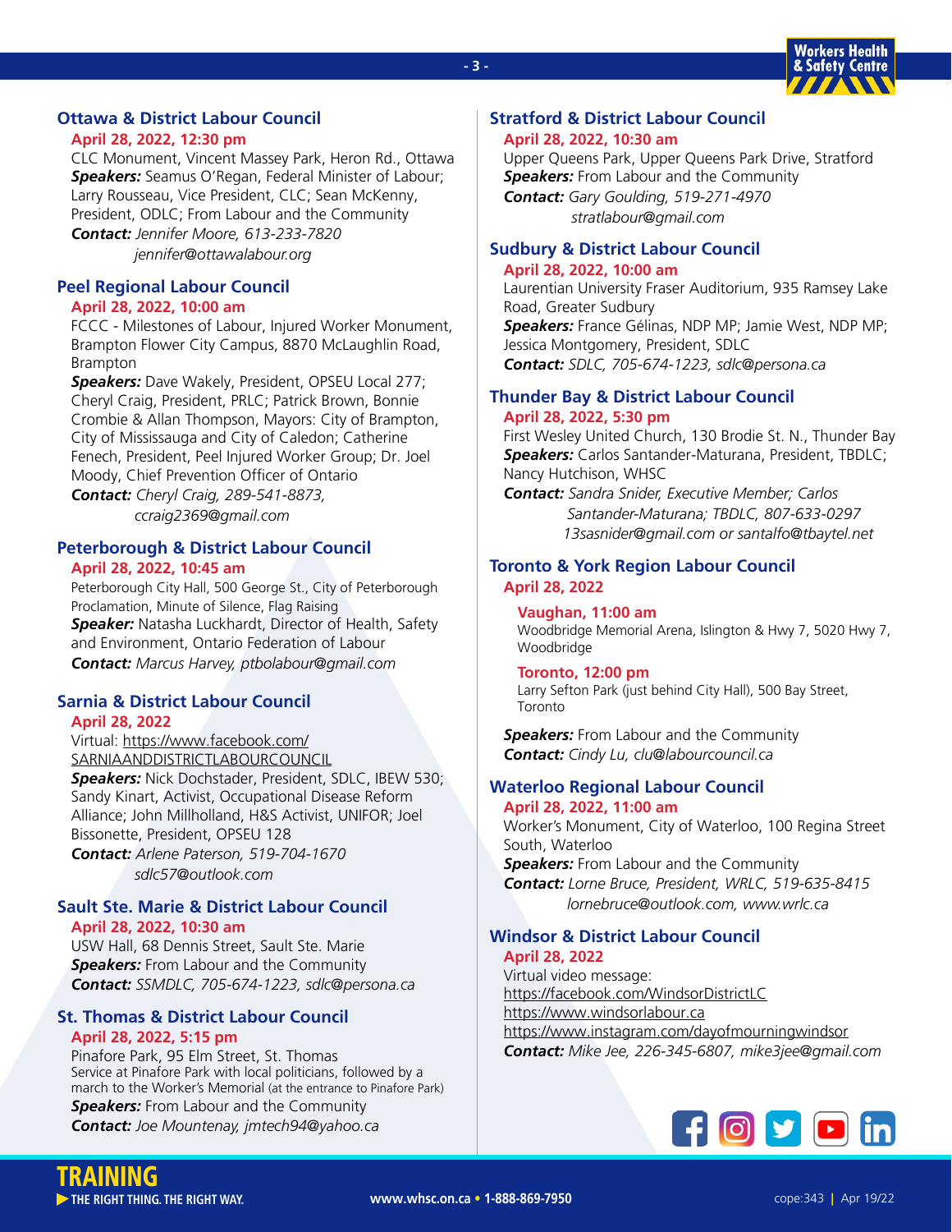## Ottawa & District Labour Council

**April 28, 2022, 12:30 pm**

CLC Monument, Vincent Massey Park, Heron Rd., Ottawa

***Speakers:*** Seamus O'Regan, Federal Minister of Labour; Larry Rousseau, Vice President, CLC; Sean McKenny, President, ODLC; From Labour and the Community

***Contact:*** *Jennifer Moore, 613-233-7820 jennifer@ottawalabour.org*

## Peel Regional Labour Council

**April 28, 2022, 10:00 am**

FCCC - Milestones of Labour, Injured Worker Monument, Brampton Flower City Campus, 8870 McLaughlin Road, Brampton

***Speakers:*** Dave Wakely, President, OPSEU Local 277; Cheryl Craig, President, PRLC; Patrick Brown, Bonnie Crombie & Allan Thompson, Mayors: City of Brampton, City of Mississauga and City of Caledon; Catherine Fenech, President, Peel Injured Worker Group; Dr. Joel Moody, Chief Prevention Officer of Ontario

***Contact:*** *Cheryl Craig, 289-541-8873, ccraig2369@gmail.com*

## Peterborough & District Labour Council

**April 28, 2022, 10:45 am**

Peterborough City Hall, 500 George St., City of Peterborough

Proclamation, Minute of Silence, Flag Raising

***Speaker:*** Natasha Luckhardt, Director of Health, Safety and Environment, Ontario Federation of Labour

***Contact:*** *Marcus Harvey, ptbolabour@gmail.com*

## Sarnia & District Labour Council

**April 28, 2022**

Virtual: https://www.facebook.com/SARNIAANDDISTRICTLABOURCOUNCIL

***Speakers:*** Nick Dochstader, President, SDLC, IBEW 530; Sandy Kinart, Activist, Occupational Disease Reform Alliance; John Millholland, H&S Activist, UNIFOR; Joel Bissonette, President, OPSEU 128

***Contact:*** *Arlene Paterson, 519-704-1670 sdlc57@outlook.com*

## Sault Ste. Marie & District Labour Council

**April 28, 2022, 10:30 am**

USW Hall, 68 Dennis Street, Sault Ste. Marie

***Speakers:*** From Labour and the Community

***Contact:*** *SSMDLC, 705-674-1223, sdlc@persona.ca*

## St. Thomas & District Labour Council

**April 28, 2022, 5:15 pm**

Pinafore Park, 95 Elm Street, St. Thomas

Service at Pinafore Park with local politicians, followed by a march to the Worker's Memorial (at the entrance to Pinafore Park)

***Speakers:*** From Labour and the Community

***Contact:*** *Joe Mountenay, jmtech94@yahoo.ca*

## Stratford & District Labour Council

**April 28, 2022, 10:30 am**

Upper Queens Park, Upper Queens Park Drive, Stratford

***Speakers:*** From Labour and the Community

***Contact:*** *Gary Goulding, 519-271-4970 stratlabour@gmail.com*

## Sudbury & District Labour Council

**April 28, 2022, 10:00 am**

Laurentian University Fraser Auditorium, 935 Ramsey Lake Road, Greater Sudbury

***Speakers:*** France Gélinas, NDP MP; Jamie West, NDP MP; Jessica Montgomery, President, SDLC

***Contact:*** *SDLC, 705-674-1223, sdlc@persona.ca*

## Thunder Bay & District Labour Council

**April 28, 2022, 5:30 pm**

First Wesley United Church, 130 Brodie St. N., Thunder Bay

***Speakers:*** Carlos Santander-Maturana, President, TBDLC; Nancy Hutchison, WHSC

***Contact:*** *Sandra Snider, Executive Member; Carlos Santander-Maturana; TBDLC, 807-633-0297 13sasnider@gmail.com or santalfo@tbaytel.net*

## Toronto & York Region Labour Council

**April 28, 2022**

**Vaughan, 11:00 am**

Woodbridge Memorial Arena, Islington & Hwy 7, 5020 Hwy 7, Woodbridge

**Toronto, 12:00 pm**

Larry Sefton Park (just behind City Hall), 500 Bay Street, Toronto

***Speakers:*** From Labour and the Community

***Contact:*** *Cindy Lu, clu@labourcouncil.ca*

## Waterloo Regional Labour Council

**April 28, 2022, 11:00 am**

Worker's Monument, City of Waterloo, 100 Regina Street South, Waterloo

***Speakers:*** From Labour and the Community

***Contact:*** *Lorne Bruce, President, WRLC, 519-635-8415 lornebruce@outlook.com, www.wrlc.ca*

## Windsor & District Labour Council

**April 28, 2022**

Virtual video message:

https://facebook.com/WindsorDistrictLC

https://www.windsorlabour.ca

https://www.instagram.com/dayofmourningwindsor

***Contact:*** *Mike Jee, 226-345-6807, mike3jee@gmail.com*